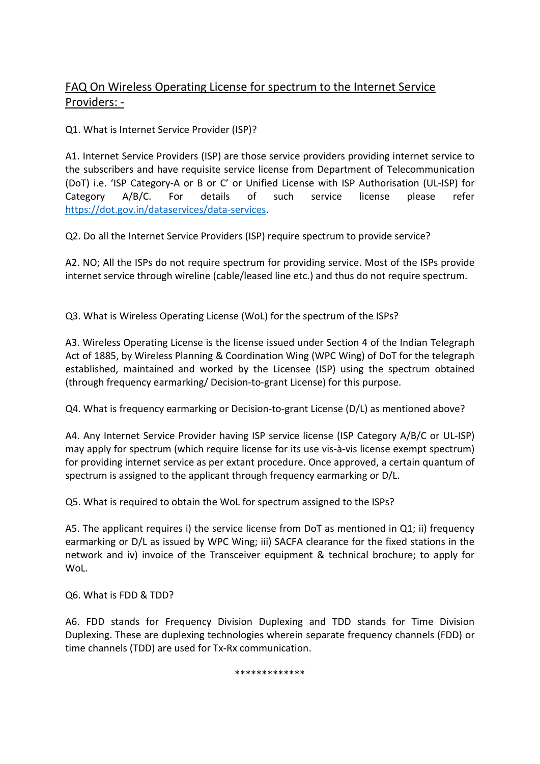# FAQ On Wireless Operating License for spectrum to the Internet Service Providers: -

Q1. What is Internet Service Provider (ISP)?

A1. Internet Service Providers (ISP) are those service providers providing internet service to the subscribers and have requisite service license from Department of Telecommunication (DoT) i.e. 'ISP Category-A or B or C' or Unified License with ISP Authorisation (UL-ISP) for Category A/B/C. For details of such service license please refer [https://dot.gov.in/dataservices/data-services](https://dot.gov.in/dataservices/data-services).

Q2. Do all the Internet Service Providers (ISP) require spectrum to provide service?

A2. NO; All the ISPs do not require spectrum for providing service. Most of the ISPs provide internet service through wireline (cable/leased line etc.) and thus do not require spectrum.

Q3. What is Wireless Operating License (WoL) for the spectrum of the ISPs?

A3. Wireless Operating License is the license issued under Section 4 of the Indian Telegraph Act of 1885, by Wireless Planning & Coordination Wing (WPC Wing) of DoT for the telegraph established, maintained and worked by the Licensee (ISP) using the spectrum obtained (through frequency earmarking/ Decision-to-grant License) for this purpose.

Q4. What is frequency earmarking or Decision-to-grant License (D/L) as mentioned above?

A4. Any Internet Service Provider having ISP service license (ISP Category A/B/C or UL-ISP) may apply for spectrum (which require license for its use vis-à-vis license exempt spectrum) for providing internet service as per extant procedure. Once approved, a certain quantum of spectrum is assigned to the applicant through frequency earmarking or D/L.

Q5. What is required to obtain the WoL for spectrum assigned to the ISPs?

A5. The applicant requires i) the service license from DoT as mentioned in Q1; ii) frequency earmarking or D/L as issued by WPC Wing; iii) SACFA clearance for the fixed stations in the network and iv) invoice of the Transceiver equipment & technical brochure; to apply for WoL.

Q6. What is FDD & TDD?

A6. FDD stands for Frequency Division Duplexing and TDD stands for Time Division Duplexing. These are duplexing technologies wherein separate frequency channels (FDD) or time channels (TDD) are used for Tx-Rx communication.

*************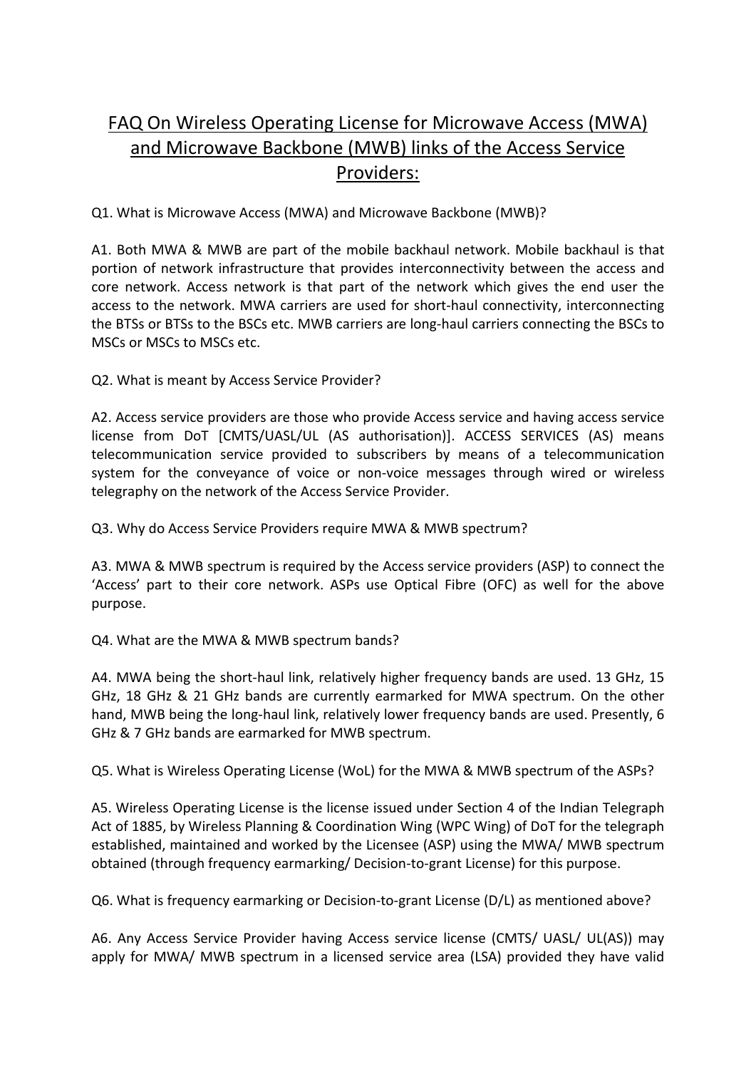# FAQ On Wireless Operating License for Microwave Access (MWA) and Microwave Backbone (MWB) links of the Access Service Providers:

Q1. What is Microwave Access (MWA) and Microwave Backbone (MWB)?

A1. Both MWA & MWB are part of the mobile backhaul network. Mobile backhaul is that portion of network infrastructure that provides interconnectivity between the access and core network. Access network is that part of the network which gives the end user the access to the network. MWA carriers are used for short-haul connectivity, interconnecting the BTSs or BTSs to the BSCs etc. MWB carriers are long-haul carriers connecting the BSCs to MSCs or MSCs to MSCs etc.

Q2. What is meant by Access Service Provider?

A2. Access service providers are those who provide Access service and having access service license from DoT [CMTS/UASL/UL (AS authorisation)]. ACCESS SERVICES (AS) means telecommunication service provided to subscribers by means of a telecommunication system for the conveyance of voice or non-voice messages through wired or wireless telegraphy on the network of the Access Service Provider.

Q3. Why do Access Service Providers require MWA & MWB spectrum?

A3. MWA & MWB spectrum is required by the Access service providers (ASP) to connect the 'Access' part to their core network. ASPs use Optical Fibre (OFC) as well for the above purpose.

Q4. What are the MWA & MWB spectrum bands?

A4. MWA being the short-haul link, relatively higher frequency bands are used. 13 GHz, 15 GHz, 18 GHz & 21 GHz bands are currently earmarked for MWA spectrum. On the other hand, MWB being the long-haul link, relatively lower frequency bands are used. Presently, 6 GHz & 7 GHz bands are earmarked for MWB spectrum.

Q5. What is Wireless Operating License (WoL) for the MWA & MWB spectrum of the ASPs?

A5. Wireless Operating License is the license issued under Section 4 of the Indian Telegraph Act of 1885, by Wireless Planning & Coordination Wing (WPC Wing) of DoT for the telegraph established, maintained and worked by the Licensee (ASP) using the MWA/ MWB spectrum obtained (through frequency earmarking/ Decision-to-grant License) for this purpose.

Q6. What is frequency earmarking or Decision-to-grant License (D/L) as mentioned above?

A6. Any Access Service Provider having Access service license (CMTS/ UASL/ UL(AS)) may apply for MWA/ MWB spectrum in a licensed service area (LSA) provided they have valid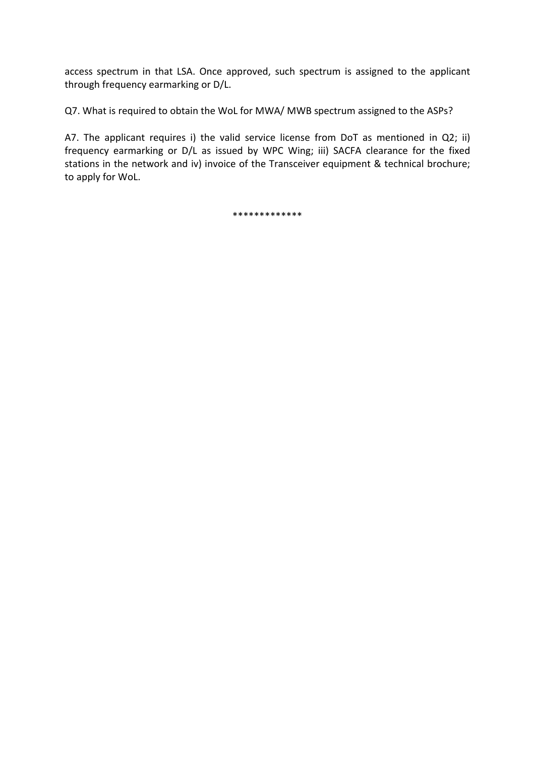access spectrum in that LSA. Once approved, such spectrum is assigned to the applicant through frequency earmarking or D/L.

Q7. What is required to obtain the WoL for MWA/ MWB spectrum assigned to the ASPs?

A7. The applicant requires i) the valid service license from DoT as mentioned in Q2; ii) frequency earmarking or D/L as issued by WPC Wing; iii) SACFA clearance for the fixed stations in the network and iv) invoice of the Transceiver equipment & technical brochure; to apply for WoL.

*************